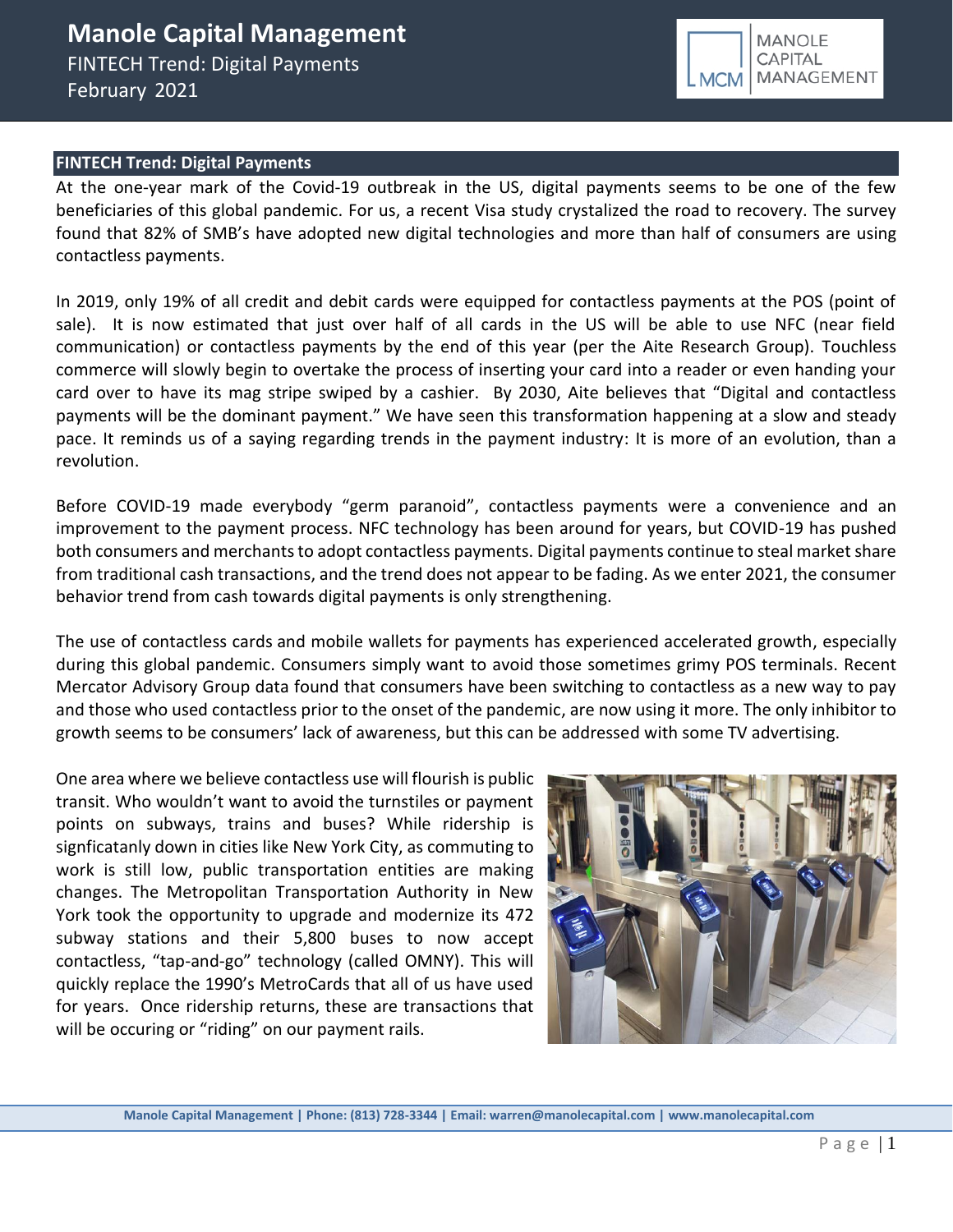# Manole Capital Management

FINTECH Trend: Digital Payments
February 2021

## FINTECH Trend: Digital Payments

At the one-year mark of the Covid-19 outbreak in the US, digital payments seems to be one of the few beneficiaries of this global pandemic. For us, a recent Visa study crystalized the road to recovery. The survey found that 82% of SMB's have adopted new digital technologies and more than half of consumers are using contactless payments.

In 2019, only 19% of all credit and debit cards were equipped for contactless payments at the POS (point of sale). It is now estimated that just over half of all cards in the US will be able to use NFC (near field communication) or contactless payments by the end of this year (per the Aite Research Group). Touchless commerce will slowly begin to overtake the process of inserting your card into a reader or even handing your card over to have its mag stripe swiped by a cashier. By 2030, Aite believes that "Digital and contactless payments will be the dominant payment." We have seen this transformation happening at a slow and steady pace. It reminds us of a saying regarding trends in the payment industry: It is more of an evolution, than a revolution.

Before COVID-19 made everybody "germ paranoid", contactless payments were a convenience and an improvement to the payment process. NFC technology has been around for years, but COVID-19 has pushed both consumers and merchants to adopt contactless payments. Digital payments continue to steal market share from traditional cash transactions, and the trend does not appear to be fading. As we enter 2021, the consumer behavior trend from cash towards digital payments is only strengthening.

The use of contactless cards and mobile wallets for payments has experienced accelerated growth, especially during this global pandemic. Consumers simply want to avoid those sometimes grimy POS terminals. Recent Mercator Advisory Group data found that consumers have been switching to contactless as a new way to pay and those who used contactless prior to the onset of the pandemic, are now using it more. The only inhibitor to growth seems to be consumers' lack of awareness, but this can be addressed with some TV advertising.

One area where we believe contactless use will flourish is public transit. Who wouldn't want to avoid the turnstiles or payment points on subways, trains and buses? While ridership is signficatantly down in cities like New York City, as commuting to work is still low, public transportation entities are making changes. The Metropolitan Transportation Authority in New York took the opportunity to upgrade and modernize its 472 subway stations and their 5,800 buses to now accept contactless, "tap-and-go" technology (called OMNY). This will quickly replace the 1990's MetroCards that all of us have used for years. Once ridership returns, these are transactions that will be occuring or "riding" on our payment rails.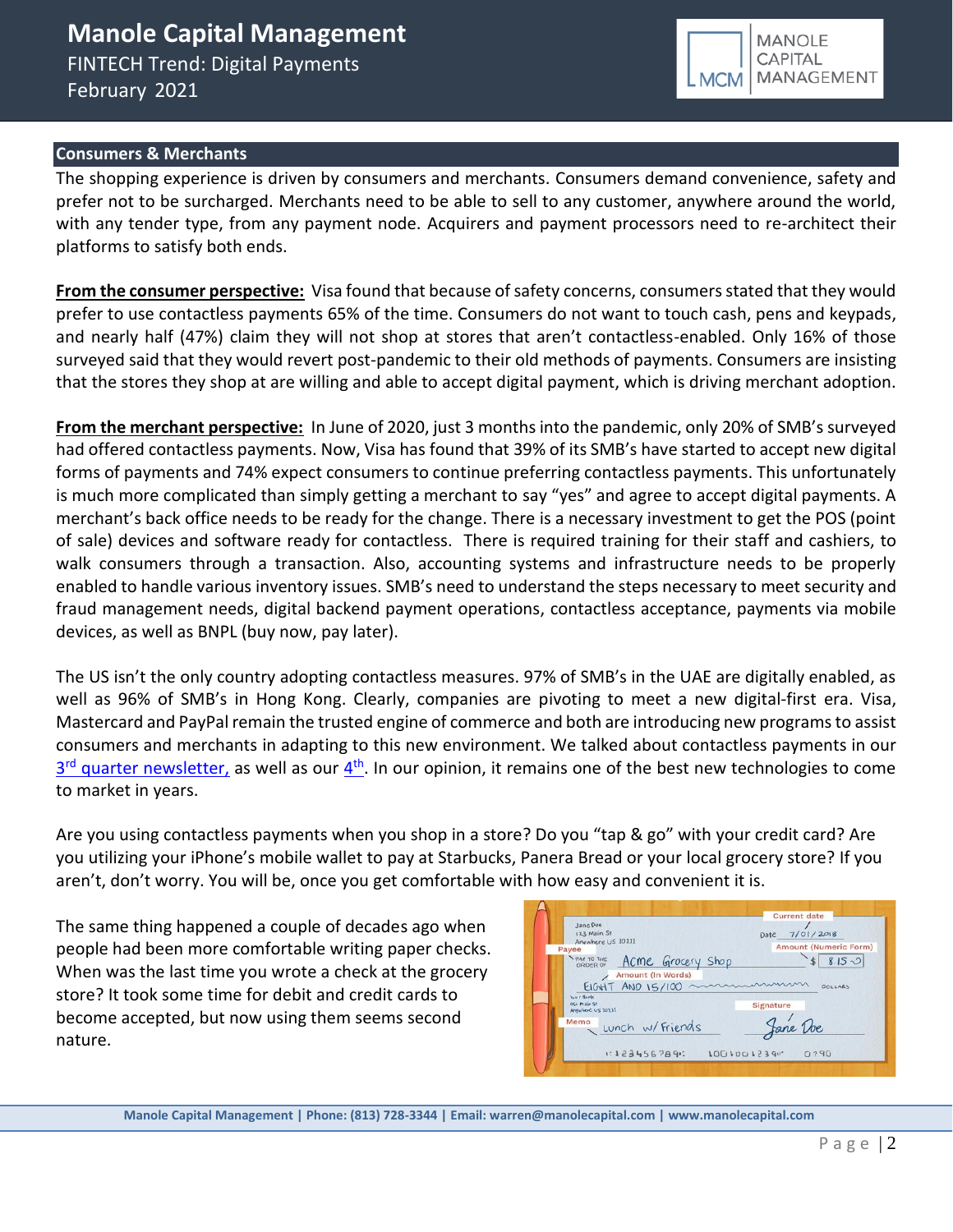## Consumers & Merchants

The shopping experience is driven by consumers and merchants. Consumers demand convenience, safety and prefer not to be surcharged. Merchants need to be able to sell to any customer, anywhere around the world, with any tender type, from any payment node. Acquirers and payment processors need to re-architect their platforms to satisfy both ends.

**From the consumer perspective:** Visa found that because of safety concerns, consumers stated that they would prefer to use contactless payments 65% of the time. Consumers do not want to touch cash, pens and keypads, and nearly half (47%) claim they will not shop at stores that aren't contactless-enabled. Only 16% of those surveyed said that they would revert post-pandemic to their old methods of payments. Consumers are insisting that the stores they shop at are willing and able to accept digital payment, which is driving merchant adoption.

**From the merchant perspective:** In June of 2020, just 3 months into the pandemic, only 20% of SMB's surveyed had offered contactless payments. Now, Visa has found that 39% of its SMB's have started to accept new digital forms of payments and 74% expect consumers to continue preferring contactless payments. This unfortunately is much more complicated than simply getting a merchant to say "yes" and agree to accept digital payments. A merchant's back office needs to be ready for the change. There is a necessary investment to get the POS (point of sale) devices and software ready for contactless. There is required training for their staff and cashiers, to walk consumers through a transaction. Also, accounting systems and infrastructure needs to be properly enabled to handle various inventory issues. SMB's need to understand the steps necessary to meet security and fraud management needs, digital backend payment operations, contactless acceptance, payments via mobile devices, as well as BNPL (buy now, pay later).

The US isn't the only country adopting contactless measures. 97% of SMB's in the UAE are digitally enabled, as well as 96% of SMB's in Hong Kong. Clearly, companies are pivoting to meet a new digital-first era. Visa, Mastercard and PayPal remain the trusted engine of commerce and both are introducing new programs to assist consumers and merchants in adapting to this new environment. We talked about contactless payments in our 3rd quarter newsletter, as well as our 4th. In our opinion, it remains one of the best new technologies to come to market in years.

Are you using contactless payments when you shop in a store? Do you "tap & go" with your credit card? Are you utilizing your iPhone's mobile wallet to pay at Starbucks, Panera Bread or your local grocery store? If you aren't, don't worry. You will be, once you get comfortable with how easy and convenient it is.

The same thing happened a couple of decades ago when people had been more comfortable writing paper checks. When was the last time you wrote a check at the grocery store? It took some time for debit and credit cards to become accepted, but now using them seems second nature.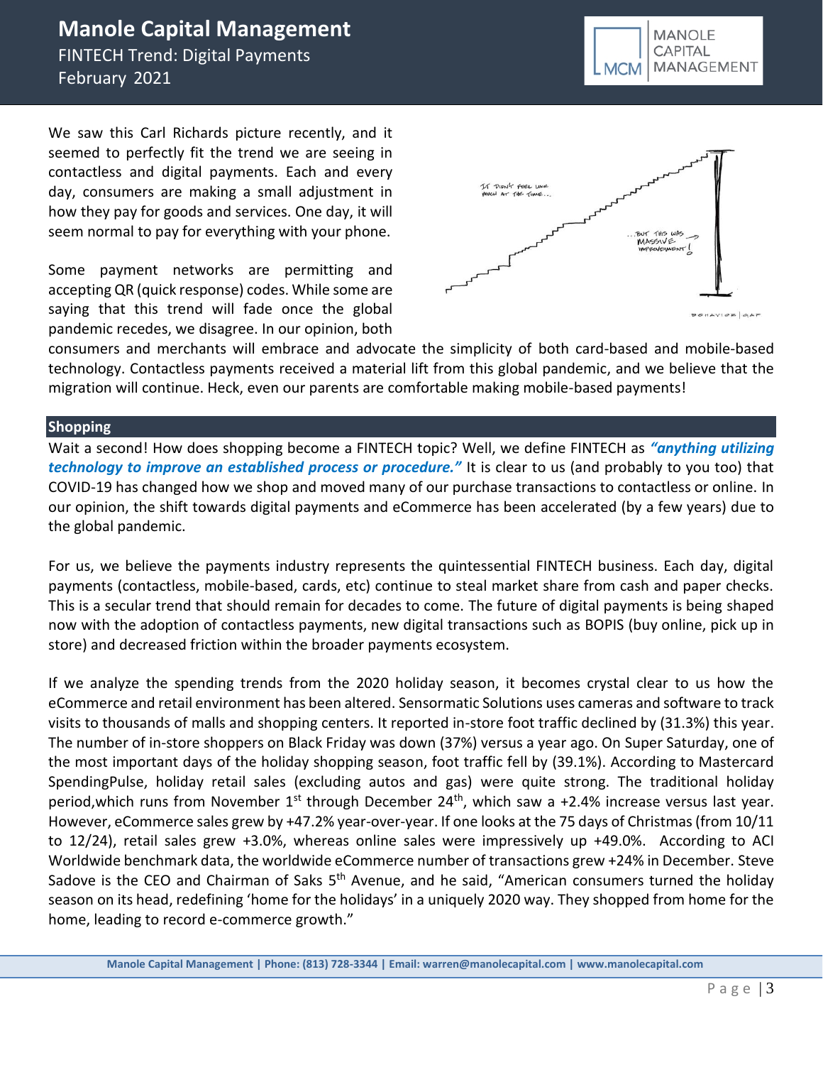We saw this Carl Richards picture recently, and it seemed to perfectly fit the trend we are seeing in contactless and digital payments. Each and every day, consumers are making a small adjustment in how they pay for goods and services. One day, it will seem normal to pay for everything with your phone.

Some payment networks are permitting and accepting QR (quick response) codes. While some are saying that this trend will fade once the global pandemic recedes, we disagree. In our opinion, both consumers and merchants will embrace and advocate the simplicity of both card-based and mobile-based technology. Contactless payments received a material lift from this global pandemic, and we believe that the migration will continue. Heck, even our parents are comfortable making mobile-based payments!

## Shopping

Wait a second! How does shopping become a FINTECH topic? Well, we define FINTECH as ***"anything utilizing technology to improve an established process or procedure."*** It is clear to us (and probably to you too) that COVID-19 has changed how we shop and moved many of our purchase transactions to contactless or online. In our opinion, the shift towards digital payments and eCommerce has been accelerated (by a few years) due to the global pandemic.

For us, we believe the payments industry represents the quintessential FINTECH business. Each day, digital payments (contactless, mobile-based, cards, etc) continue to steal market share from cash and paper checks. This is a secular trend that should remain for decades to come. The future of digital payments is being shaped now with the adoption of contactless payments, new digital transactions such as BOPIS (buy online, pick up in store) and decreased friction within the broader payments ecosystem.

If we analyze the spending trends from the 2020 holiday season, it becomes crystal clear to us how the eCommerce and retail environment has been altered. Sensormatic Solutions uses cameras and software to track visits to thousands of malls and shopping centers. It reported in-store foot traffic declined by (31.3%) this year. The number of in-store shoppers on Black Friday was down (37%) versus a year ago. On Super Saturday, one of the most important days of the holiday shopping season, foot traffic fell by (39.1%). According to Mastercard SpendingPulse, holiday retail sales (excluding autos and gas) were quite strong. The traditional holiday period,which runs from November 1st through December 24th, which saw a +2.4% increase versus last year. However, eCommerce sales grew by +47.2% year-over-year. If one looks at the 75 days of Christmas (from 10/11 to 12/24), retail sales grew +3.0%, whereas online sales were impressively up +49.0%. According to ACI Worldwide benchmark data, the worldwide eCommerce number of transactions grew +24% in December. Steve Sadove is the CEO and Chairman of Saks 5th Avenue, and he said, "American consumers turned the holiday season on its head, redefining 'home for the holidays' in a uniquely 2020 way. They shopped from home for the home, leading to record e-commerce growth."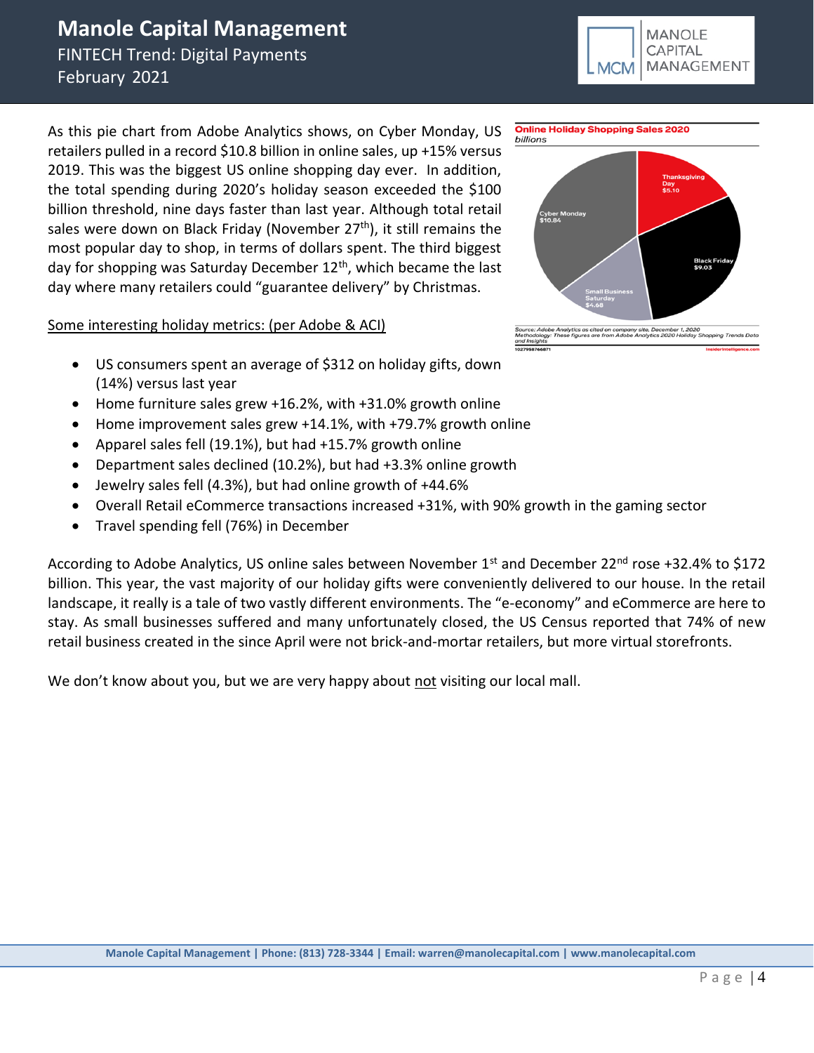As this pie chart from Adobe Analytics shows, on Cyber Monday, US retailers pulled in a record $10.8 billion in online sales, up +15% versus 2019. This was the biggest US online shopping day ever. In addition, the total spending during 2020's holiday season exceeded the $100 billion threshold, nine days faster than last year. Although total retail sales were down on Black Friday (November 27th), it still remains the most popular day to shop, in terms of dollars spent. The third biggest day for shopping was Saturday December 12th, which became the last day where many retailers could "guarantee delivery" by Christmas.

**Online Holiday Shopping Sales 2020**
*billions*

| Day | Sales |
|---|---|
| Thanksgiving Day | $5.10 |
| Black Friday | $9.03 |
| Small Business Saturday | $4.68 |
| Cyber Monday | $10.84 |

*Source: Adobe Analytics as cited on company site, December 1, 2020*
*Methodology: These figures are from Adobe Analytics 2020 Holiday Shopping Trends Data and Insights*
1027958766871 InsiderIntelligence.com

Some interesting holiday metrics: (per Adobe & ACI)

- US consumers spent an average of $312 on holiday gifts, down (14%) versus last year
- Home furniture sales grew +16.2%, with +31.0% growth online
- Home improvement sales grew +14.1%, with +79.7% growth online
- Apparel sales fell (19.1%), but had +15.7% growth online
- Department sales declined (10.2%), but had +3.3% online growth
- Jewelry sales fell (4.3%), but had online growth of +44.6%
- Overall Retail eCommerce transactions increased +31%, with 90% growth in the gaming sector
- Travel spending fell (76%) in December

According to Adobe Analytics, US online sales between November 1st and December 22nd rose +32.4% to $172 billion. This year, the vast majority of our holiday gifts were conveniently delivered to our house. In the retail landscape, it really is a tale of two vastly different environments. The "e-economy" and eCommerce are here to stay. As small businesses suffered and many unfortunately closed, the US Census reported that 74% of new retail business created in the since April were not brick-and-mortar retailers, but more virtual storefronts.

We don't know about you, but we are very happy about not visiting our local mall.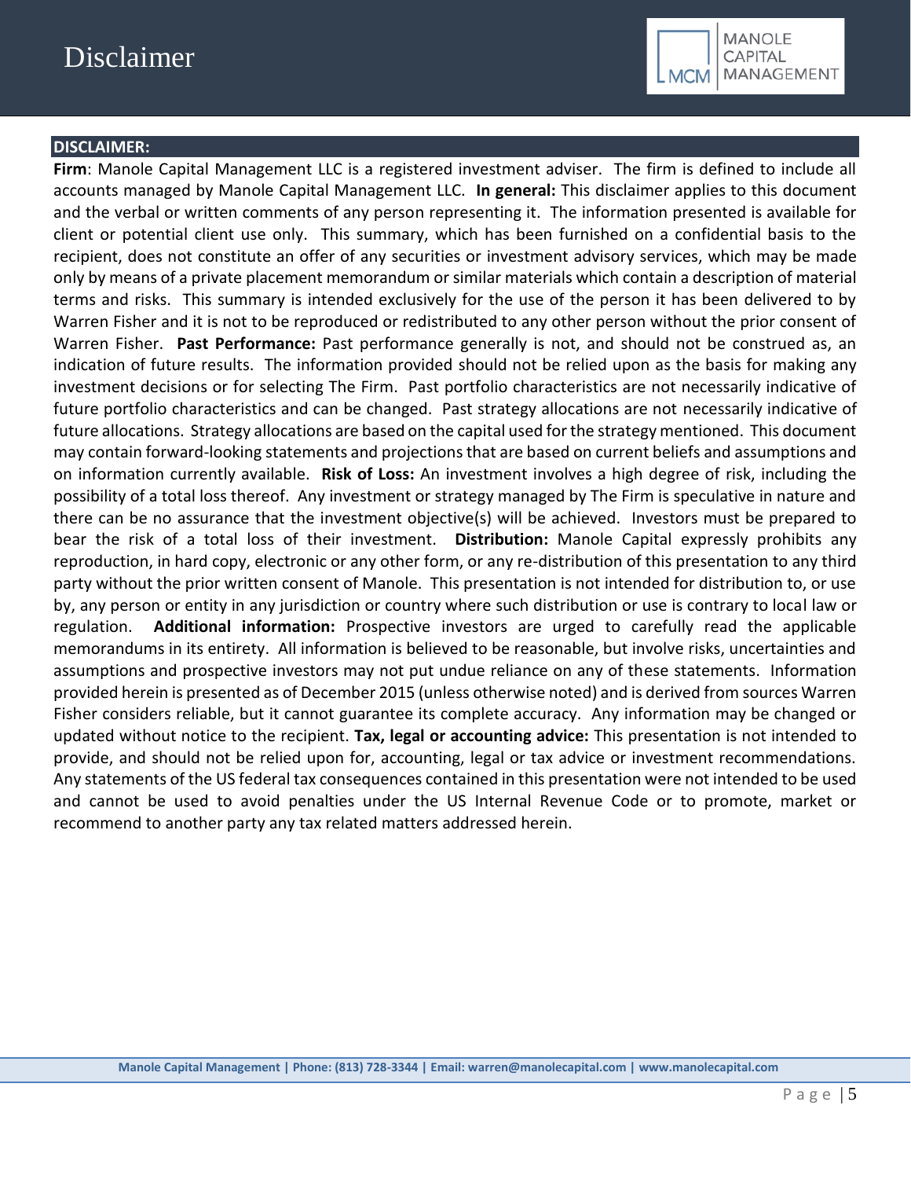# Disclaimer

**DISCLAIMER:**

**Firm**: Manole Capital Management LLC is a registered investment adviser. The firm is defined to include all accounts managed by Manole Capital Management LLC. **In general:** This disclaimer applies to this document and the verbal or written comments of any person representing it. The information presented is available for client or potential client use only. This summary, which has been furnished on a confidential basis to the recipient, does not constitute an offer of any securities or investment advisory services, which may be made only by means of a private placement memorandum or similar materials which contain a description of material terms and risks. This summary is intended exclusively for the use of the person it has been delivered to by Warren Fisher and it is not to be reproduced or redistributed to any other person without the prior consent of Warren Fisher. **Past Performance:** Past performance generally is not, and should not be construed as, an indication of future results. The information provided should not be relied upon as the basis for making any investment decisions or for selecting The Firm. Past portfolio characteristics are not necessarily indicative of future portfolio characteristics and can be changed. Past strategy allocations are not necessarily indicative of future allocations. Strategy allocations are based on the capital used for the strategy mentioned. This document may contain forward-looking statements and projections that are based on current beliefs and assumptions and on information currently available. **Risk of Loss:** An investment involves a high degree of risk, including the possibility of a total loss thereof. Any investment or strategy managed by The Firm is speculative in nature and there can be no assurance that the investment objective(s) will be achieved. Investors must be prepared to bear the risk of a total loss of their investment. **Distribution:** Manole Capital expressly prohibits any reproduction, in hard copy, electronic or any other form, or any re-distribution of this presentation to any third party without the prior written consent of Manole. This presentation is not intended for distribution to, or use by, any person or entity in any jurisdiction or country where such distribution or use is contrary to local law or regulation. **Additional information:** Prospective investors are urged to carefully read the applicable memorandums in its entirety. All information is believed to be reasonable, but involve risks, uncertainties and assumptions and prospective investors may not put undue reliance on any of these statements. Information provided herein is presented as of December 2015 (unless otherwise noted) and is derived from sources Warren Fisher considers reliable, but it cannot guarantee its complete accuracy. Any information may be changed or updated without notice to the recipient. **Tax, legal or accounting advice:** This presentation is not intended to provide, and should not be relied upon for, accounting, legal or tax advice or investment recommendations. Any statements of the US federal tax consequences contained in this presentation were not intended to be used and cannot be used to avoid penalties under the US Internal Revenue Code or to promote, market or recommend to another party any tax related matters addressed herein.